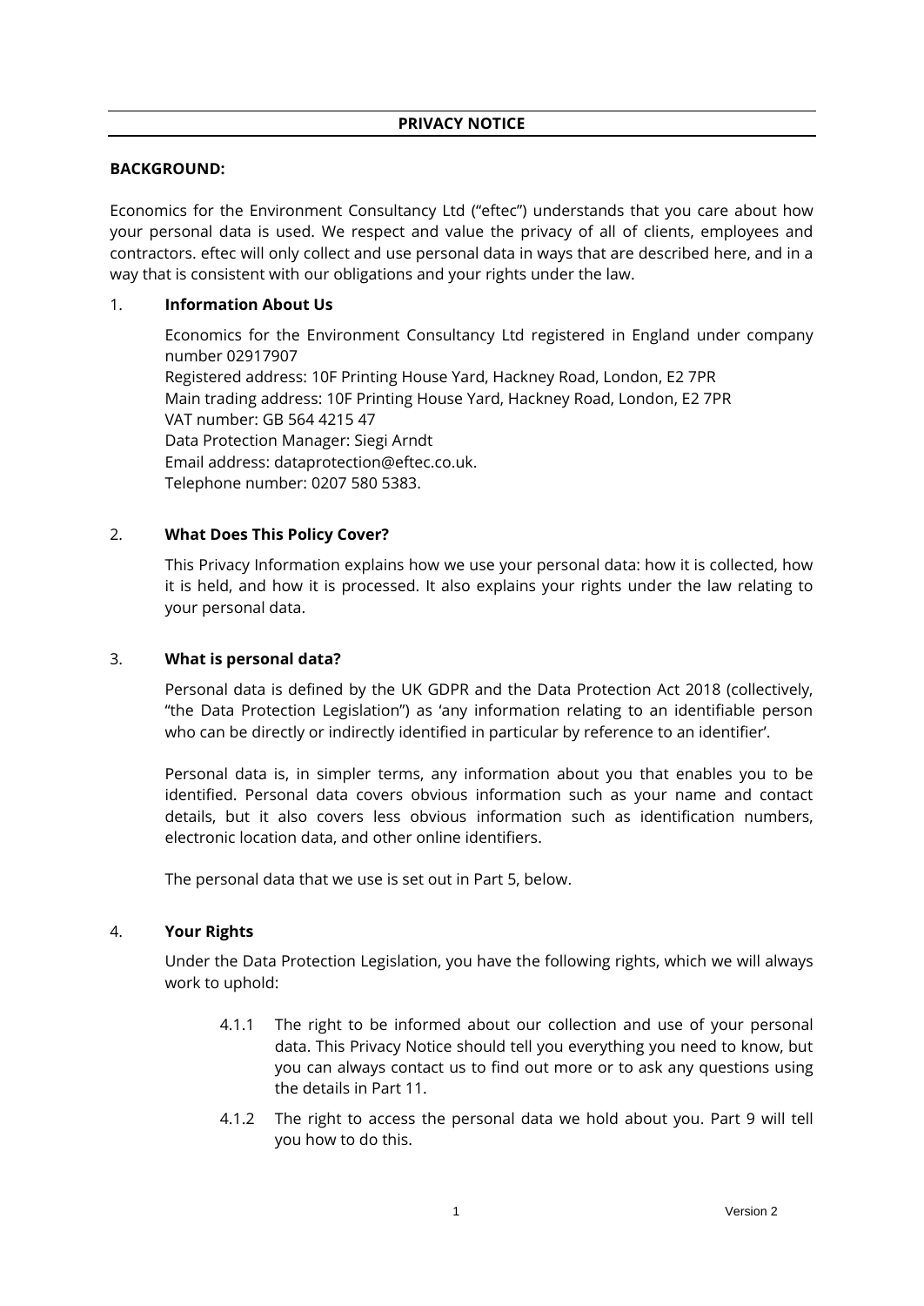# PRIVACY NOTICE

**BACKGROUND:**

Economics for the Environment Consultancy Ltd ("eftec") understands that you care about how your personal data is used. We respect and value the privacy of all of clients, employees and contractors. eftec will only collect and use personal data in ways that are described here, and in a way that is consistent with our obligations and your rights under the law.

## 1. Information About Us

Economics for the Environment Consultancy Ltd registered in England under company number 02917907
Registered address: 10F Printing House Yard, Hackney Road, London, E2 7PR
Main trading address: 10F Printing House Yard, Hackney Road, London, E2 7PR
VAT number: GB 564 4215 47
Data Protection Manager: Siegi Arndt
Email address: dataprotection@eftec.co.uk.
Telephone number: 0207 580 5383.

## 2. What Does This Policy Cover?

This Privacy Information explains how we use your personal data: how it is collected, how it is held, and how it is processed. It also explains your rights under the law relating to your personal data.

## 3. What is personal data?

Personal data is defined by the UK GDPR and the Data Protection Act 2018 (collectively, "the Data Protection Legislation") as 'any information relating to an identifiable person who can be directly or indirectly identified in particular by reference to an identifier'.

Personal data is, in simpler terms, any information about you that enables you to be identified. Personal data covers obvious information such as your name and contact details, but it also covers less obvious information such as identification numbers, electronic location data, and other online identifiers.

The personal data that we use is set out in Part 5, below.

## 4. Your Rights

Under the Data Protection Legislation, you have the following rights, which we will always work to uphold:

4.1.1 The right to be informed about our collection and use of your personal data. This Privacy Notice should tell you everything you need to know, but you can always contact us to find out more or to ask any questions using the details in Part 11.

4.1.2 The right to access the personal data we hold about you. Part 9 will tell you how to do this.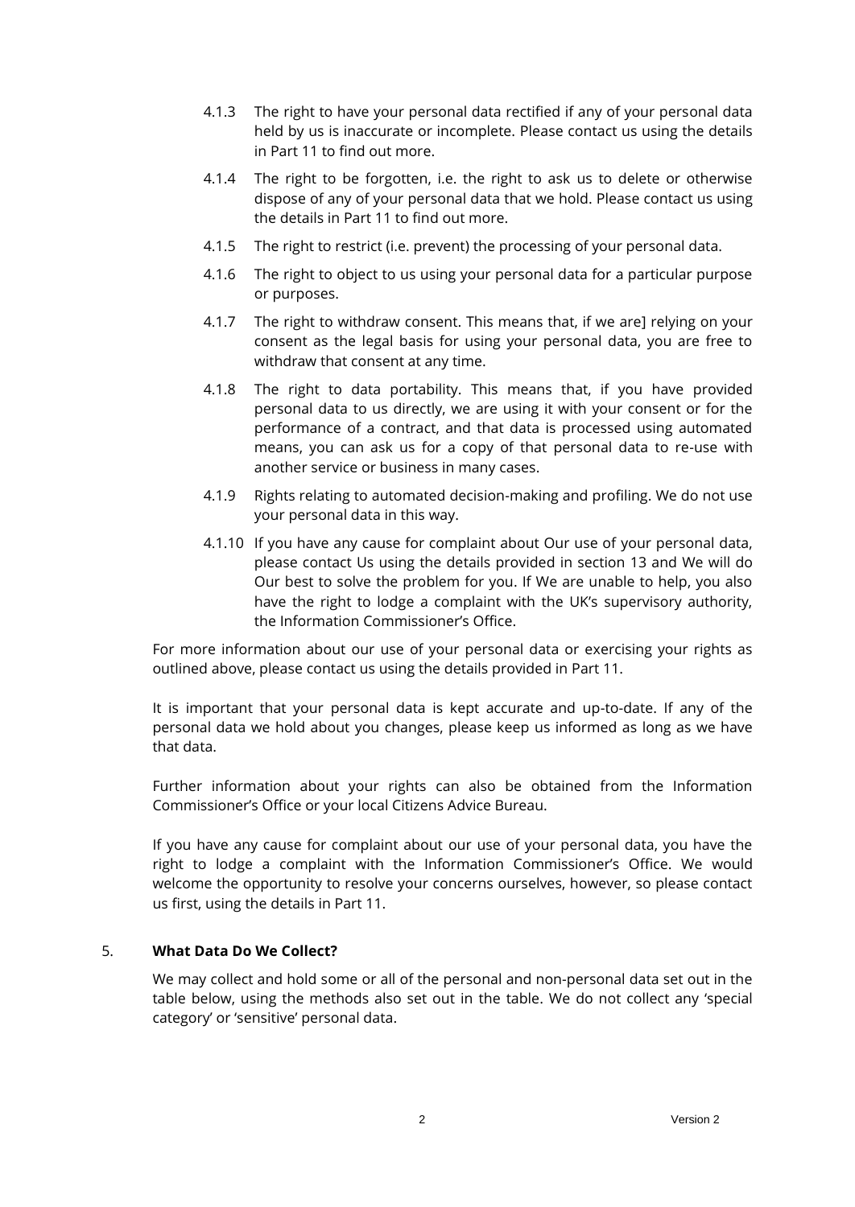4.1.3 The right to have your personal data rectified if any of your personal data held by us is inaccurate or incomplete. Please contact us using the details in Part 11 to find out more.

4.1.4 The right to be forgotten, i.e. the right to ask us to delete or otherwise dispose of any of your personal data that we hold. Please contact us using the details in Part 11 to find out more.

4.1.5 The right to restrict (i.e. prevent) the processing of your personal data.

4.1.6 The right to object to us using your personal data for a particular purpose or purposes.

4.1.7 The right to withdraw consent. This means that, if we are] relying on your consent as the legal basis for using your personal data, you are free to withdraw that consent at any time.

4.1.8 The right to data portability. This means that, if you have provided personal data to us directly, we are using it with your consent or for the performance of a contract, and that data is processed using automated means, you can ask us for a copy of that personal data to re-use with another service or business in many cases.

4.1.9 Rights relating to automated decision-making and profiling. We do not use your personal data in this way.

4.1.10 If you have any cause for complaint about Our use of your personal data, please contact Us using the details provided in section 13 and We will do Our best to solve the problem for you. If We are unable to help, you also have the right to lodge a complaint with the UK's supervisory authority, the Information Commissioner's Office.

For more information about our use of your personal data or exercising your rights as outlined above, please contact us using the details provided in Part 11.

It is important that your personal data is kept accurate and up-to-date. If any of the personal data we hold about you changes, please keep us informed as long as we have that data.

Further information about your rights can also be obtained from the Information Commissioner's Office or your local Citizens Advice Bureau.

If you have any cause for complaint about our use of your personal data, you have the right to lodge a complaint with the Information Commissioner's Office. We would welcome the opportunity to resolve your concerns ourselves, however, so please contact us first, using the details in Part 11.

## 5. What Data Do We Collect?

We may collect and hold some or all of the personal and non-personal data set out in the table below, using the methods also set out in the table. We do not collect any 'special category' or 'sensitive' personal data.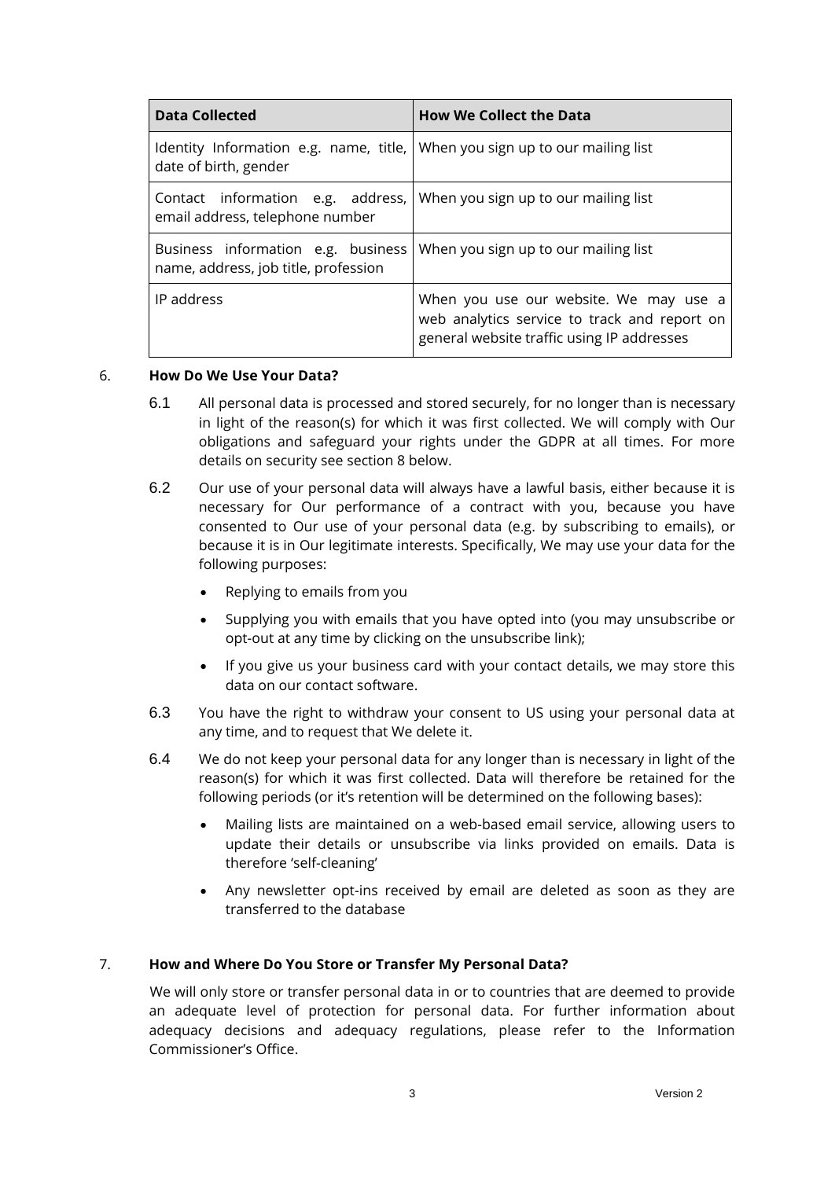| Data Collected | How We Collect the Data |
| --- | --- |
| Identity Information e.g. name, title, date of birth, gender | When you sign up to our mailing list |
| Contact information e.g. address, email address, telephone number | When you sign up to our mailing list |
| Business information e.g. business name, address, job title, profession | When you sign up to our mailing list |
| IP address | When you use our website. We may use a web analytics service to track and report on general website traffic using IP addresses |

## 6. How Do We Use Your Data?

6.1 All personal data is processed and stored securely, for no longer than is necessary in light of the reason(s) for which it was first collected. We will comply with Our obligations and safeguard your rights under the GDPR at all times. For more details on security see section 8 below.

6.2 Our use of your personal data will always have a lawful basis, either because it is necessary for Our performance of a contract with you, because you have consented to Our use of your personal data (e.g. by subscribing to emails), or because it is in Our legitimate interests. Specifically, We may use your data for the following purposes:

- Replying to emails from you
- Supplying you with emails that you have opted into (you may unsubscribe or opt-out at any time by clicking on the unsubscribe link);
- If you give us your business card with your contact details, we may store this data on our contact software.

6.3 You have the right to withdraw your consent to US using your personal data at any time, and to request that We delete it.

6.4 We do not keep your personal data for any longer than is necessary in light of the reason(s) for which it was first collected. Data will therefore be retained for the following periods (or it's retention will be determined on the following bases):

- Mailing lists are maintained on a web-based email service, allowing users to update their details or unsubscribe via links provided on emails. Data is therefore 'self-cleaning'
- Any newsletter opt-ins received by email are deleted as soon as they are transferred to the database

## 7. How and Where Do You Store or Transfer My Personal Data?

We will only store or transfer personal data in or to countries that are deemed to provide an adequate level of protection for personal data. For further information about adequacy decisions and adequacy regulations, please refer to the Information Commissioner's Office.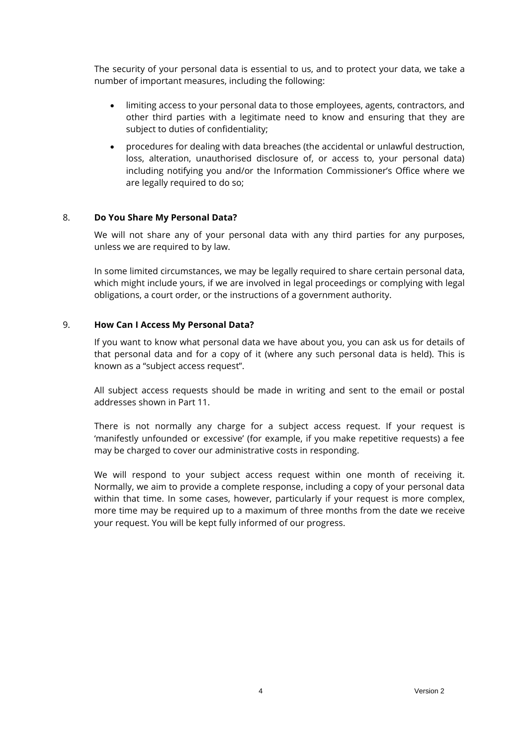The security of your personal data is essential to us, and to protect your data, we take a number of important measures, including the following:

- limiting access to your personal data to those employees, agents, contractors, and other third parties with a legitimate need to know and ensuring that they are subject to duties of confidentiality;
- procedures for dealing with data breaches (the accidental or unlawful destruction, loss, alteration, unauthorised disclosure of, or access to, your personal data) including notifying you and/or the Information Commissioner's Office where we are legally required to do so;

## 8. **Do You Share My Personal Data?**

We will not share any of your personal data with any third parties for any purposes, unless we are required to by law.

In some limited circumstances, we may be legally required to share certain personal data, which might include yours, if we are involved in legal proceedings or complying with legal obligations, a court order, or the instructions of a government authority.

## 9. **How Can I Access My Personal Data?**

If you want to know what personal data we have about you, you can ask us for details of that personal data and for a copy of it (where any such personal data is held). This is known as a "subject access request".

All subject access requests should be made in writing and sent to the email or postal addresses shown in Part 11.

There is not normally any charge for a subject access request. If your request is 'manifestly unfounded or excessive' (for example, if you make repetitive requests) a fee may be charged to cover our administrative costs in responding.

We will respond to your subject access request within one month of receiving it. Normally, we aim to provide a complete response, including a copy of your personal data within that time. In some cases, however, particularly if your request is more complex, more time may be required up to a maximum of three months from the date we receive your request. You will be kept fully informed of our progress.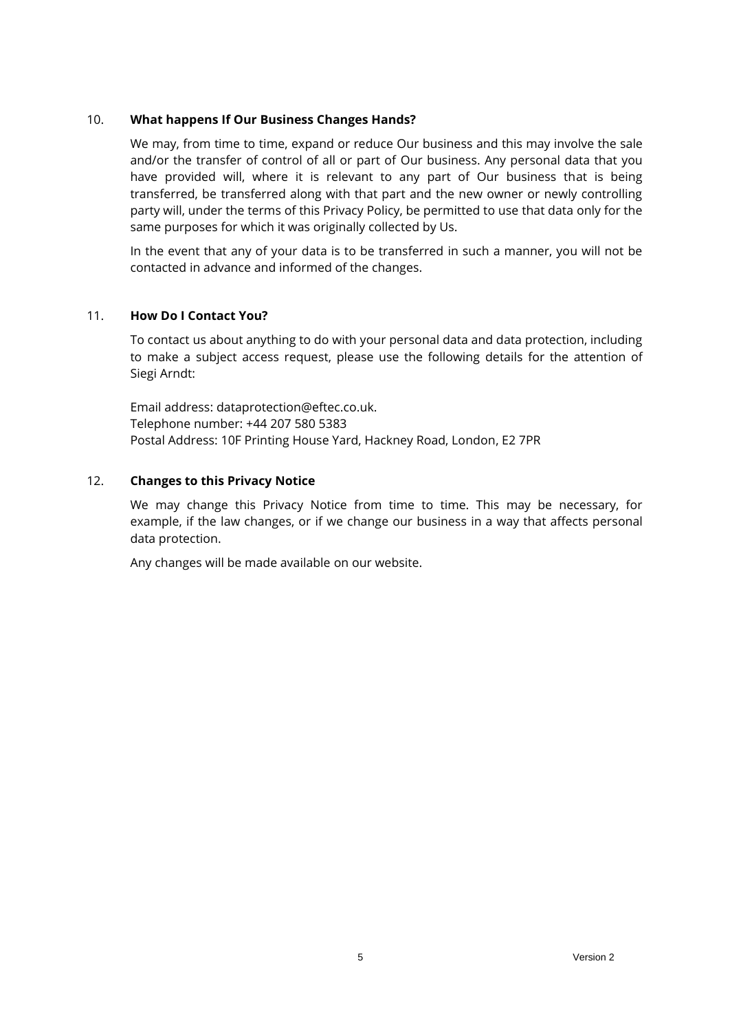## 10. What happens If Our Business Changes Hands?

We may, from time to time, expand or reduce Our business and this may involve the sale and/or the transfer of control of all or part of Our business. Any personal data that you have provided will, where it is relevant to any part of Our business that is being transferred, be transferred along with that part and the new owner or newly controlling party will, under the terms of this Privacy Policy, be permitted to use that data only for the same purposes for which it was originally collected by Us.

In the event that any of your data is to be transferred in such a manner, you will not be contacted in advance and informed of the changes.

## 11. How Do I Contact You?

To contact us about anything to do with your personal data and data protection, including to make a subject access request, please use the following details for the attention of Siegi Arndt:

Email address: dataprotection@eftec.co.uk.
Telephone number: +44 207 580 5383
Postal Address: 10F Printing House Yard, Hackney Road, London, E2 7PR

## 12. Changes to this Privacy Notice

We may change this Privacy Notice from time to time. This may be necessary, for example, if the law changes, or if we change our business in a way that affects personal data protection.

Any changes will be made available on our website.